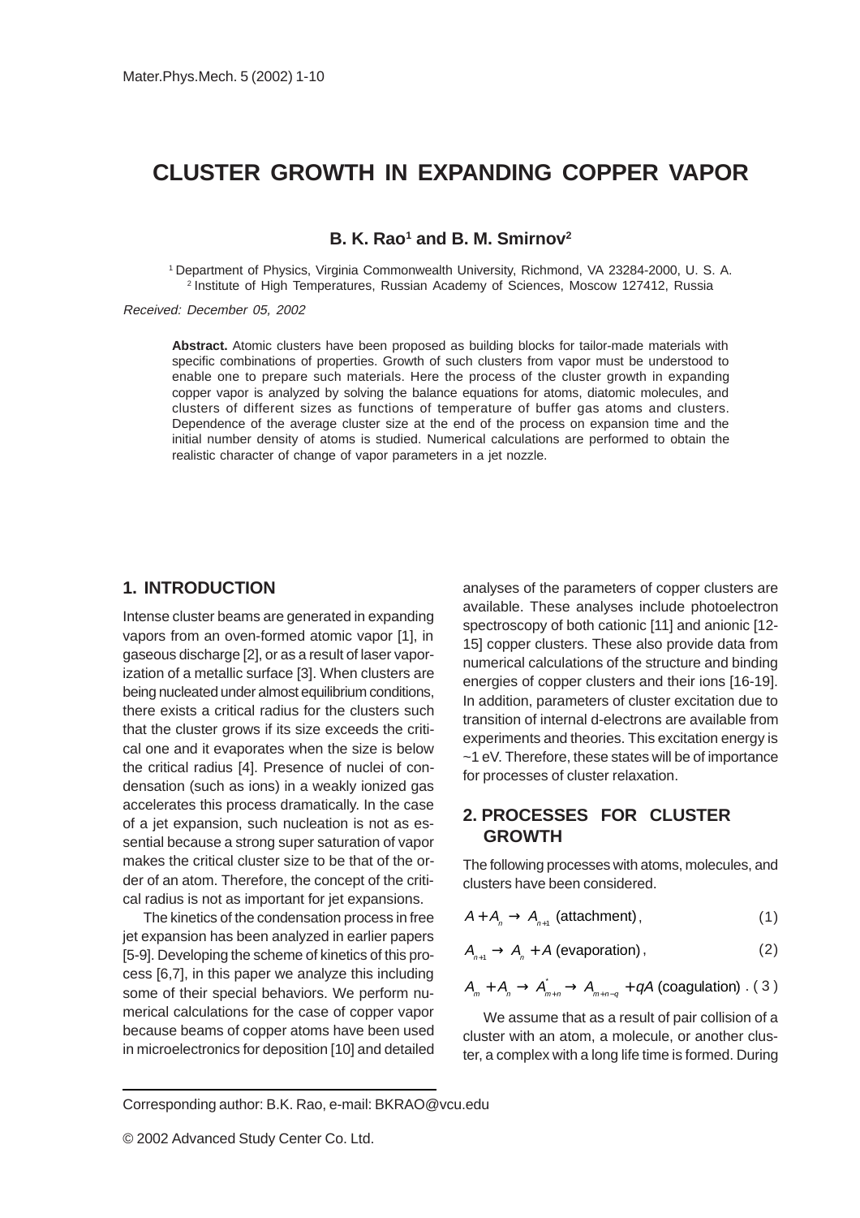# CLUSTER GROWTH IN EXPANDING COPPER VAPOR

**B. K. Rao[1] and B. M. Smirnov[2]**

[1] Department of Physics, Virginia Commonwealth University, Richmond, VA 23284-2000, U. S. A.
[2] Institute of High Temperatures, Russian Academy of Sciences, Moscow 127412, Russia

*Received: December 05, 2002*

**Abstract.** Atomic clusters have been proposed as building blocks for tailor-made materials with specific combinations of properties. Growth of such clusters from vapor must be understood to enable one to prepare such materials. Here the process of the cluster growth in expanding copper vapor is analyzed by solving the balance equations for atoms, diatomic molecules, and clusters of different sizes as functions of temperature of buffer gas atoms and clusters. Dependence of the average cluster size at the end of the process on expansion time and the initial number density of atoms is studied. Numerical calculations are performed to obtain the realistic character of change of vapor parameters in a jet nozzle.

## 1. INTRODUCTION

Intense cluster beams are generated in expanding vapors from an oven-formed atomic vapor [1], in gaseous discharge [2], or as a result of laser vaporization of a metallic surface [3]. When clusters are being nucleated under almost equilibrium conditions, there exists a critical radius for the clusters such that the cluster grows if its size exceeds the critical one and it evaporates when the size is below the critical radius [4]. Presence of nuclei of condensation (such as ions) in a weakly ionized gas accelerates this process dramatically. In the case of a jet expansion, such nucleation is not as essential because a strong super saturation of vapor makes the critical cluster size to be that of the order of an atom. Therefore, the concept of the critical radius is not as important for jet expansions.

The kinetics of the condensation process in free jet expansion has been analyzed in earlier papers [5-9]. Developing the scheme of kinetics of this process [6,7], in this paper we analyze this including some of their special behaviors. We perform numerical calculations for the case of copper vapor because beams of copper atoms have been used in microelectronics for deposition [10] and detailed analyses of the parameters of copper clusters are available. These analyses include photoelectron spectroscopy of both cationic [11] and anionic [12-15] copper clusters. These also provide data from numerical calculations of the structure and binding energies of copper clusters and their ions [16-19]. In addition, parameters of cluster excitation due to transition of internal d-electrons are available from experiments and theories. This excitation energy is ~1 eV. Therefore, these states will be of importance for processes of cluster relaxation.

## 2. PROCESSES FOR CLUSTER GROWTH

The following processes with atoms, molecules, and clusters have been considered.

$$A + A_n \rightarrow A_{n+1} \text{ (attachment)}, \quad (1)$$

$$A_{n+1} \rightarrow A_n + A \text{ (evaporation)}, \quad (2)$$

$$A_m + A_n \rightarrow A^*_{m+n} \rightarrow A_{m+n-q} + qA \text{ (coagulation)}. \quad (3)$$

We assume that as a result of pair collision of a cluster with an atom, a molecule, or another cluster, a complex with a long life time is formed. During

Corresponding author: B.K. Rao, e-mail: BKRAO@vcu.edu

© 2002 Advanced Study Center Co. Ltd.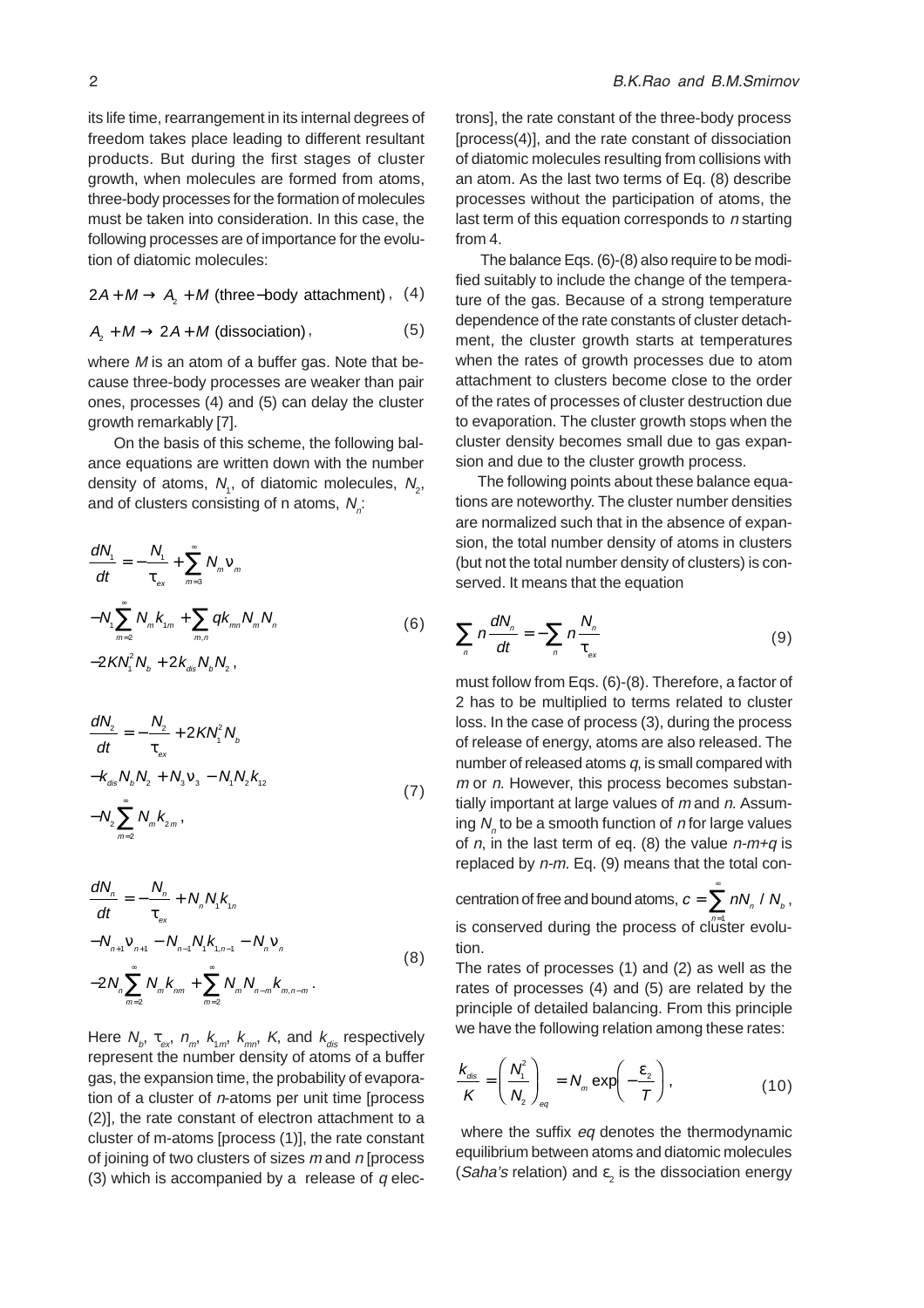its life time, rearrangement in its internal degrees of freedom takes place leading to different resultant products. But during the first stages of cluster growth, when molecules are formed from atoms, three-body processes for the formation of molecules must be taken into consideration. In this case, the following processes are of importance for the evolution of diatomic molecules:

$$2A + M \to A_2 + M \text{ (three-body attachment)}, \quad (4)$$

$$A_2 + M \to 2A + M \text{ (dissociation)}, \quad (5)$$

where $M$ is an atom of a buffer gas. Note that because three-body processes are weaker than pair ones, processes (4) and (5) can delay the cluster growth remarkably [7].

On the basis of this scheme, the following balance equations are written down with the number density of atoms, $N_1$, of diatomic molecules, $N_2$, and of clusters consisting of n atoms, $N_n$:

$$\begin{aligned}\frac{dN_1}{dt} &= -\frac{N_1}{\tau_{ex}} + \sum_{m=3}^{\infty} N_m \nu_m \\ &- N_1 \sum_{m=2}^{\infty} N_m k_{1m} + \sum_{m,n} q k_{mn} N_m N_n \\ &- 2KN_1^2 N_b + 2k_{dis} N_b N_2 ,\end{aligned} \quad (6)$$

$$\begin{aligned}\frac{dN_2}{dt} &= -\frac{N_2}{\tau_{ex}} + 2KN_1^2 N_b \\ &- k_{dis} N_b N_2 + N_3 \nu_3 - N_1 N_2 k_{12} \\ &- N_2 \sum_{m=2}^{\infty} N_m k_{2m} ,\end{aligned} \quad (7)$$

$$\begin{aligned}\frac{dN_n}{dt} &= -\frac{N_n}{\tau_{ex}} + N_n N_1 k_{1n} \\ &- N_{n+1} \nu_{n+1} - N_{n-1} N_1 k_{1,n-1} - N_n \nu_n \\ &- 2N_n \sum_{m=2}^{\infty} N_m k_{nm} + \sum_{m=2}^{\infty} N_m N_{n-m} k_{m,n-m} .\end{aligned} \quad (8)$$

Here $N_b$, $\tau_{ex}$, $n_m$, $k_{1m}$, $k_{mn}$, $K$, and $k_{dis}$ respectively represent the number density of atoms of a buffer gas, the expansion time, the probability of evaporation of a cluster of $n$-atoms per unit time [process (2)], the rate constant of electron attachment to a cluster of m-atoms [process (1)], the rate constant of joining of two clusters of sizes $m$ and $n$ [process (3) which is accompanied by a release of $q$ electrons], the rate constant of the three-body process [process(4)], and the rate constant of dissociation of diatomic molecules resulting from collisions with an atom. As the last two terms of Eq. (8) describe processes without the participation of atoms, the last term of this equation corresponds to $n$ starting from 4.

The balance Eqs. (6)-(8) also require to be modified suitably to include the change of the temperature of the gas. Because of a strong temperature dependence of the rate constants of cluster detachment, the cluster growth starts at temperatures when the rates of growth processes due to atom attachment to clusters become close to the order of the rates of processes of cluster destruction due to evaporation. The cluster growth stops when the cluster density becomes small due to gas expansion and due to the cluster growth process.

The following points about these balance equations are noteworthy. The cluster number densities are normalized such that in the absence of expansion, the total number density of atoms in clusters (but not the total number density of clusters) is conserved. It means that the equation

$$\sum_n n \frac{dN_n}{dt} = -\sum_n n \frac{N_n}{\tau_{ex}} \quad (9)$$

must follow from Eqs. (6)-(8). Therefore, a factor of 2 has to be multiplied to terms related to cluster loss. In the case of process (3), during the process of release of energy, atoms are also released. The number of released atoms $q$, is small compared with $m$ or $n$. However, this process becomes substantially important at large values of $m$ and $n$. Assuming $N_n$ to be a smooth function of $n$ for large values of $n$, in the last term of eq. (8) the value $n$-$m$+$q$ is replaced by $n$-$m$. Eq. (9) means that the total concentration of free and bound atoms, $c = \sum_{n=1}^{\infty} nN_n / N_b$, is conserved during the process of cluster evolution.

The rates of processes (1) and (2) as well as the rates of processes (4) and (5) are related by the principle of detailed balancing. From this principle we have the following relation among these rates:

$$\frac{k_{dis}}{K} = \left(\frac{N_1^2}{N_2}\right)_{eq} = N_m \exp\left(-\frac{\varepsilon_2}{T}\right), \quad (10)$$

where the suffix $eq$ denotes the thermodynamic equilibrium between atoms and diatomic molecules (*Saha's* relation) and $\varepsilon_2$ is the dissociation energy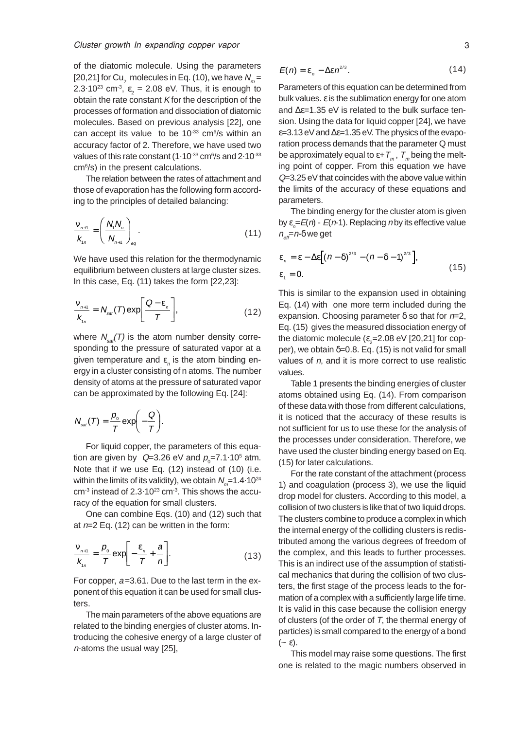of the diatomic molecule. Using the parameters [20,21] for $Cu_2$ molecules in Eq. (10), we have $N_m = 2.3\cdot10^{23}$ cm$^{-3}$, $\varepsilon_2$ = 2.08 eV. Thus, it is enough to obtain the rate constant $K$ for the description of the processes of formation and dissociation of diatomic molecules. Based on previous analysis [22], one can accept its value to be $10^{-33}$ cm$^6$/s within an accuracy factor of 2. Therefore, we have used two values of this rate constant ($1\cdot10^{-33}$ cm$^6$/s and $2\cdot10^{-33}$ cm$^6$/s) in the present calculations.

The relation between the rates of attachment and those of evaporation has the following form according to the principles of detailed balancing:

$$\frac{\nu_{n+1}}{k_{1n}} = \left(\frac{N_1 N_n}{N_{n+1}}\right)_{eq}. \tag{11}$$

We have used this relation for the thermodynamic equilibrium between clusters at large cluster sizes. In this case, Eq. (11) takes the form [22,23]:

$$\frac{\nu_{n+1}}{k_{1n}} = N_{sat}(T)\exp\left[\frac{Q-\varepsilon_n}{T}\right], \tag{12}$$

where $N_{sat}(T)$ is the atom number density corresponding to the pressure of saturated vapor at a given temperature and $\varepsilon_n$ is the atom binding energy in a cluster consisting of n atoms. The number density of atoms at the pressure of saturated vapor can be approximated by the following Eq. [24]:

$$N_{sat}(T) = \frac{p_0}{T}\exp\left(-\frac{Q}{T}\right).$$

For liquid copper, the parameters of this equation are given by $Q$=3.26 eV and $p_0=7.1\cdot10^5$ atm. Note that if we use Eq. (12) instead of (10) (i.e. within the limits of its validity), we obtain $N_m=1.4\cdot10^{24}$ cm$^{-3}$ instead of $2.3\cdot10^{23}$ cm$^{-3}$. This shows the accuracy of the equation for small clusters.

One can combine Eqs. (10) and (12) such that at $n$=2 Eq. (12) can be written in the form:

$$\frac{\nu_{n+1}}{k_{1n}} = \frac{p_0}{T}\exp\left[-\frac{\varepsilon_n}{T}+\frac{a}{n}\right]. \tag{13}$$

For copper, $a$=3.61. Due to the last term in the exponent of this equation it can be used for small clusters.

The main parameters of the above equations are related to the binding energies of cluster atoms. Introducing the cohesive energy of a large cluster of $n$-atoms the usual way [25],

$$E(n) = \varepsilon_n - \Delta\varepsilon n^{2/3}. \tag{14}$$

Parameters of this equation can be determined from bulk values. $\varepsilon$ is the sublimation energy for one atom and $\Delta\varepsilon$=1.35 eV is related to the bulk surface tension. Using the data for liquid copper [24], we have $\varepsilon$=3.13 eV and $\Delta\varepsilon$=1.35 eV. The physics of the evaporation process demands that the parameter Q must be approximately equal to $\varepsilon+T_m$, $T_m$ being the melting point of copper. From this equation we have $Q$=3.25 eV that coincides with the above value within the limits of the accuracy of these equations and parameters.

The binding energy for the cluster atom is given by $\varepsilon_n=E(n) - E(n\text{-}1)$. Replacing $n$ by its effective value $n_{eff}=n-\delta$ we get

$$\begin{aligned}&\varepsilon_n = \varepsilon - \Delta\varepsilon\left[(n-\delta)^{2/3} - (n-\delta-1)^{2/3}\right],\\ &\varepsilon_1 = 0.\end{aligned} \tag{15}$$

This is similar to the expansion used in obtaining Eq. (14) with one more term included during the expansion. Choosing parameter $\delta$ so that for $n$=2, Eq. (15) gives the measured dissociation energy of the diatomic molecule ($\varepsilon_2$=2.08 eV [20,21] for copper), we obtain $\delta$=0.8. Eq. (15) is not valid for small values of $n$, and it is more correct to use realistic values.

Table 1 presents the binding energies of cluster atoms obtained using Eq. (14). From comparison of these data with those from different calculations, it is noticed that the accuracy of these results is not sufficient for us to use these for the analysis of the processes under consideration. Therefore, we have used the cluster binding energy based on Eq. (15) for later calculations.

For the rate constant of the attachment (process 1) and coagulation (process 3), we use the liquid drop model for clusters. According to this model, a collision of two clusters is like that of two liquid drops. The clusters combine to produce a complex in which the internal energy of the colliding clusters is redistributed among the various degrees of freedom of the complex, and this leads to further processes. This is an indirect use of the assumption of statistical mechanics that during the collision of two clusters, the first stage of the process leads to the formation of a complex with a sufficiently large life time. It is valid in this case because the collision energy of clusters (of the order of $T$, the thermal energy of particles) is small compared to the energy of a bond ($\sim\varepsilon$).

This model may raise some questions. The first one is related to the magic numbers observed in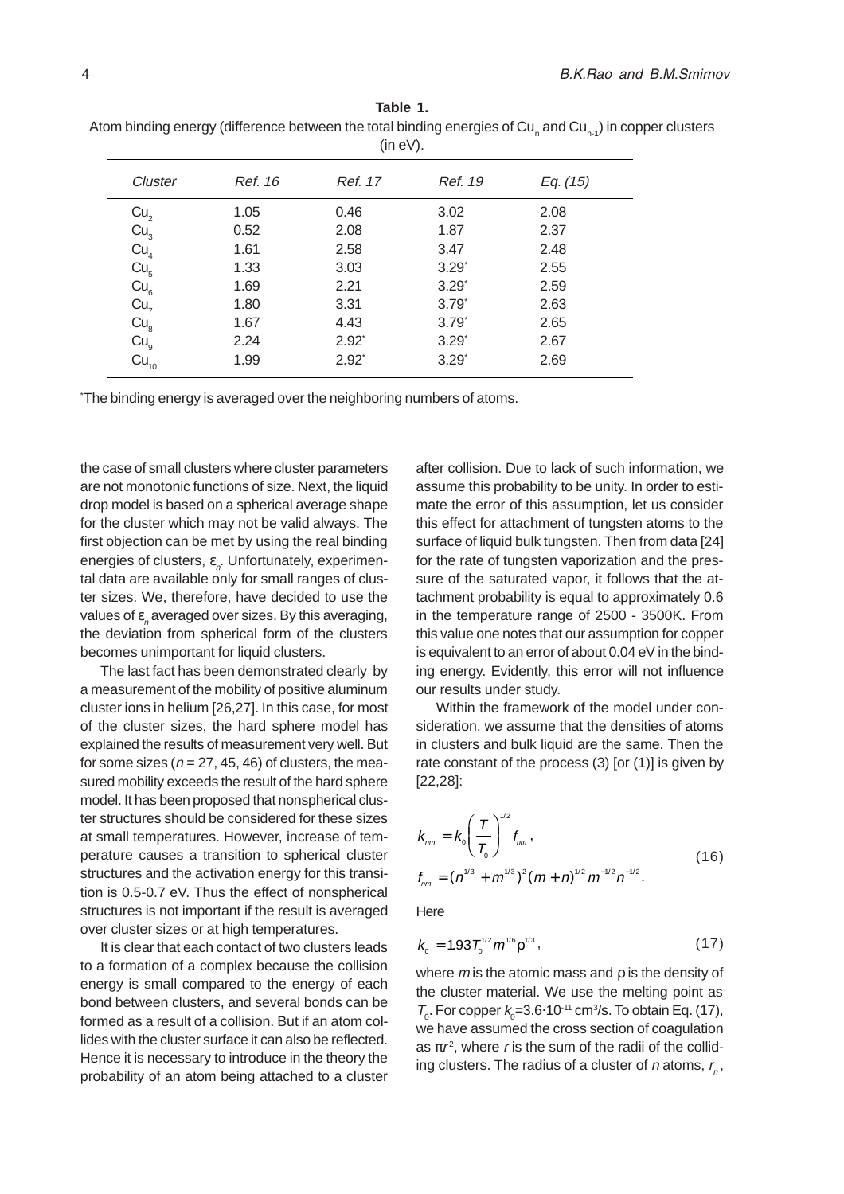**Table 1.**
Atom binding energy (difference between the total binding energies of $Cu_n$ and $Cu_{n-1}$) in copper clusters (in eV).

| *Cluster* | *Ref. 16* | *Ref. 17* | *Ref. 19* | *Eq. (15)* |
|---|---|---|---|---|
| $Cu_2$ | 1.05 | 0.46 | 3.02 | 2.08 |
| $Cu_3$ | 0.52 | 2.08 | 1.87 | 2.37 |
| $Cu_4$ | 1.61 | 2.58 | 3.47 | 2.48 |
| $Cu_5$ | 1.33 | 3.03 | 3.29* | 2.55 |
| $Cu_6$ | 1.69 | 2.21 | 3.29* | 2.59 |
| $Cu_7$ | 1.80 | 3.31 | 3.79* | 2.63 |
| $Cu_8$ | 1.67 | 4.43 | 3.79* | 2.65 |
| $Cu_9$ | 2.24 | 2.92* | 3.29* | 2.67 |
| $Cu_{10}$ | 1.99 | 2.92* | 3.29* | 2.69 |

*The binding energy is averaged over the neighboring numbers of atoms.

the case of small clusters where cluster parameters are not monotonic functions of size. Next, the liquid drop model is based on a spherical average shape for the cluster which may not be valid always. The first objection can be met by using the real binding energies of clusters, $\varepsilon_n$. Unfortunately, experimental data are available only for small ranges of cluster sizes. We, therefore, have decided to use the values of $\varepsilon_n$ averaged over sizes. By this averaging, the deviation from spherical form of the clusters becomes unimportant for liquid clusters.

The last fact has been demonstrated clearly by a measurement of the mobility of positive aluminum cluster ions in helium [26,27]. In this case, for most of the cluster sizes, the hard sphere model has explained the results of measurement very well. But for some sizes ($n$ = 27, 45, 46) of clusters, the measured mobility exceeds the result of the hard sphere model. It has been proposed that nonspherical cluster structures should be considered for these sizes at small temperatures. However, increase of temperature causes a transition to spherical cluster structures and the activation energy for this transition is 0.5-0.7 eV. Thus the effect of nonspherical structures is not important if the result is averaged over cluster sizes or at high temperatures.

It is clear that each contact of two clusters leads to a formation of a complex because the collision energy is small compared to the energy of each bond between clusters, and several bonds can be formed as a result of a collision. But if an atom collides with the cluster surface it can also be reflected. Hence it is necessary to introduce in the theory the probability of an atom being attached to a cluster after collision. Due to lack of such information, we assume this probability to be unity. In order to estimate the error of this assumption, let us consider this effect for attachment of tungsten atoms to the surface of liquid bulk tungsten. Then from data [24] for the rate of tungsten vaporization and the pressure of the saturated vapor, it follows that the attachment probability is equal to approximately 0.6 in the temperature range of 2500 - 3500K. From this value one notes that our assumption for copper is equivalent to an error of about 0.04 eV in the binding energy. Evidently, this error will not influence our results under study.

Within the framework of the model under consideration, we assume that the densities of atoms in clusters and bulk liquid are the same. Then the rate constant of the process (3) [or (1)] is given by [22,28]:

$$k_{nm} = k_0 \left( \frac{T}{T_0} \right)^{1/2} f_{nm}, \qquad f_{nm} = (n^{1/3} + m^{1/3})^2 (m+n)^{1/2} m^{-1/2} n^{-1/2}. \tag{16}$$

Here

$$k_0 = 193 T_0^{1/2} m^{1/6} \rho^{1/3}, \tag{17}$$

where $m$ is the atomic mass and $\rho$ is the density of the cluster material. We use the melting point as $T_0$. For copper $k_0 = 3.6 \cdot 10^{-11}$ cm$^3$/s. To obtain Eq. (17), we have assumed the cross section of coagulation as $\pi r^2$, where $r$ is the sum of the radii of the colliding clusters. The radius of a cluster of $n$ atoms, $r_n$,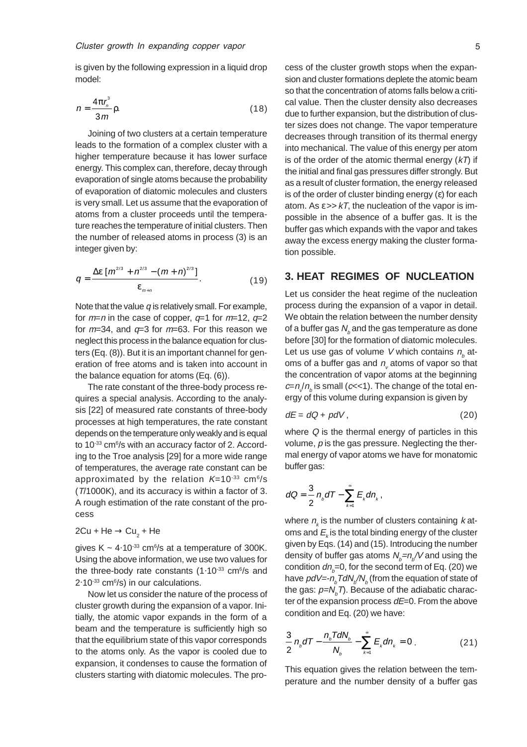is given by the following expression in a liquid drop model:

$$n = \frac{4\pi r_n^3}{3m}\rho. \qquad (18)$$

Joining of two clusters at a certain temperature leads to the formation of a complex cluster with a higher temperature because it has lower surface energy. This complex can, therefore, decay through evaporation of single atoms because the probability of evaporation of diatomic molecules and clusters is very small. Let us assume that the evaporation of atoms from a cluster proceeds until the temperature reaches the temperature of initial clusters. Then the number of released atoms in process (3) is an integer given by:

$$q = \frac{\Delta\varepsilon\,[m^{2/3} + n^{2/3} - (m+n)^{2/3}]}{\varepsilon_{m+n}}. \qquad (19)$$

Note that the value $q$ is relatively small. For example, for $m=n$ in the case of copper, $q=1$ for $m=12$, $q=2$ for $m=34$, and $q=3$ for $m=63$. For this reason we neglect this process in the balance equation for clusters (Eq. (8)). But it is an important channel for generation of free atoms and is taken into account in the balance equation for atoms (Eq. (6)).

The rate constant of the three-body process requires a special analysis. According to the analysis [22] of measured rate constants of three-body processes at high temperatures, the rate constant depends on the temperature only weakly and is equal to $10^{-33}$ cm$^6$/s with an accuracy factor of 2. According to the Troe analysis [29] for a more wide range of temperatures, the average rate constant can be approximated by the relation $K=10^{-33}$ cm$^6$/s ($T$/1000K), and its accuracy is within a factor of 3. A rough estimation of the rate constant of the process

$2Cu + He \rightarrow Cu_2 + He$

gives K ~ $4\cdot10^{-33}$ cm$^6$/s at a temperature of 300K. Using the above information, we use two values for the three-body rate constants ($1\cdot10^{-33}$ cm$^6$/s and $2\cdot10^{-33}$ cm$^6$/s) in our calculations.

Now let us consider the nature of the process of cluster growth during the expansion of a vapor. Initially, the atomic vapor expands in the form of a beam and the temperature is sufficiently high so that the equilibrium state of this vapor corresponds to the atoms only. As the vapor is cooled due to expansion, it condenses to cause the formation of clusters starting with diatomic molecules. The process of the cluster growth stops when the expansion and cluster formations deplete the atomic beam so that the concentration of atoms falls below a critical value. Then the cluster density also decreases due to further expansion, but the distribution of cluster sizes does not change. The vapor temperature decreases through transition of its thermal energy into mechanical. The value of this energy per atom is of the order of the atomic thermal energy ($kT$) if the initial and final gas pressures differ strongly. But as a result of cluster formation, the energy released is of the order of cluster binding energy ($\varepsilon$) for each atom. As $\varepsilon >> kT$, the nucleation of the vapor is impossible in the absence of a buffer gas. It is the buffer gas which expands with the vapor and takes away the excess energy making the cluster formation possible.

## 3. HEAT REGIMES OF NUCLEATION

Let us consider the heat regime of the nucleation process during the expansion of a vapor in detail. We obtain the relation between the number density of a buffer gas $N_b$ and the gas temperature as done before [30] for the formation of diatomic molecules. Let us use gas of volume $V$ which contains $n_b$ atoms of a buffer gas and $n_v$ atoms of vapor so that the concentration of vapor atoms at the beginning $c=n_v/n_b$ is small ($c<<1$). The change of the total energy of this volume during expansion is given by

$$dE = dQ + pdV, \qquad (20)$$

where $Q$ is the thermal energy of particles in this volume, $p$ is the gas pressure. Neglecting the thermal energy of vapor atoms we have for monatomic buffer gas:

$$dQ = \frac{3}{2}n_b dT - \sum_{k=1}^{\infty} E_k dn_k,$$

where $n_k$ is the number of clusters containing $k$ atoms and $E_k$ is the total binding energy of the cluster given by Eqs. (14) and (15). Introducing the number density of buffer gas atoms $N_b=n_b/V$ and using the condition $dn_b=0$, for the second term of Eq. (20) we have $pdV=-n_bTdN_b/N_b$ (from the equation of state of the gas: $p=N_bT$). Because of the adiabatic character of the expansion process $dE=0$. From the above condition and Eq. (20) we have:

$$\frac{3}{2}n_b dT - \frac{n_b T dN_b}{N_b} - \sum_{k=1}^{\infty} E_k dn_k = 0. \qquad (21)$$

This equation gives the relation between the temperature and the number density of a buffer gas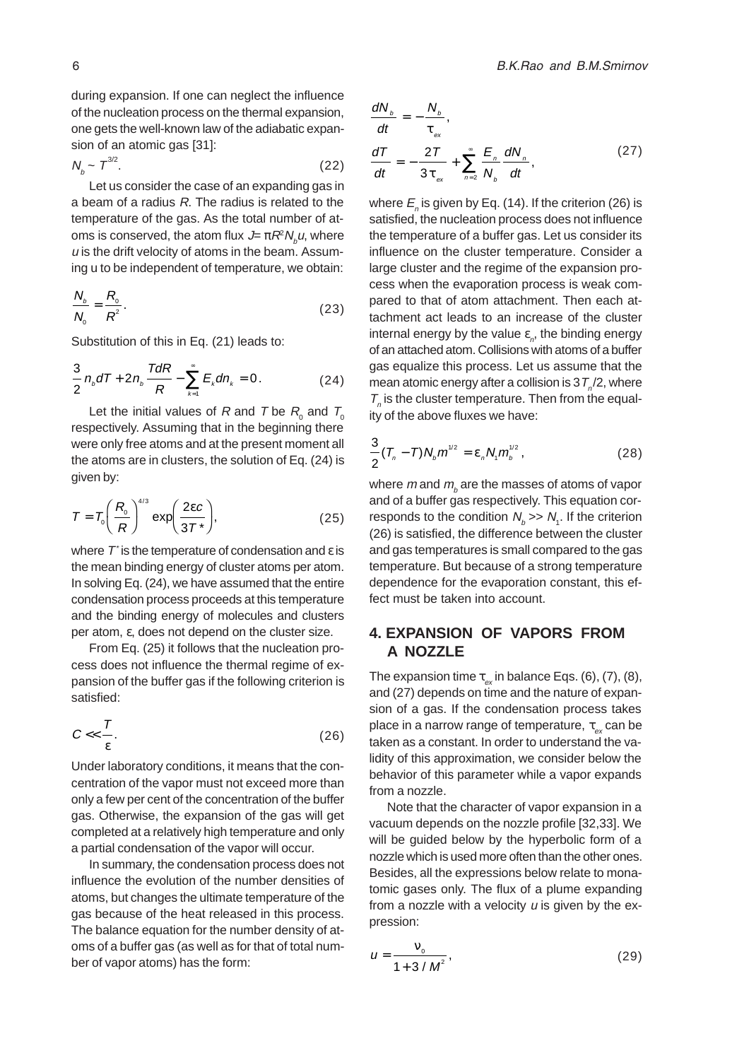during expansion. If one can neglect the influence of the nucleation process on the thermal expansion, one gets the well-known law of the adiabatic expansion of an atomic gas [31]:

$$N_b \sim T^{3/2}. \tag{22}$$

Let us consider the case of an expanding gas in a beam of a radius $R$. The radius is related to the temperature of the gas. As the total number of atoms is conserved, the atom flux $J = \pi R^2 N_b u$, where $u$ is the drift velocity of atoms in the beam. Assuming u to be independent of temperature, we obtain:

$$\frac{N_b}{N_0} = \frac{R_0}{R^2}. \tag{23}$$

Substitution of this in Eq. (21) leads to:

$$\frac{3}{2} n_b dT + 2n_b \frac{TdR}{R} - \sum_{k=1}^{\infty} E_k dn_k = 0. \tag{24}$$

Let the initial values of $R$ and $T$ be $R_0$ and $T_0$ respectively. Assuming that in the beginning there were only free atoms and at the present moment all the atoms are in clusters, the solution of Eq. (24) is given by:

$$T = T_0 \left( \frac{R_0}{R} \right)^{4/3} \exp\left( \frac{2\varepsilon c}{3T^*} \right), \tag{25}$$

where $T^*$ is the temperature of condensation and $\varepsilon$ is the mean binding energy of cluster atoms per atom. In solving Eq. (24), we have assumed that the entire condensation process proceeds at this temperature and the binding energy of molecules and clusters per atom, $\varepsilon$, does not depend on the cluster size.

From Eq. (25) it follows that the nucleation process does not influence the thermal regime of expansion of the buffer gas if the following criterion is satisfied:

$$C << \frac{T}{\varepsilon}. \tag{26}$$

Under laboratory conditions, it means that the concentration of the vapor must not exceed more than only a few per cent of the concentration of the buffer gas. Otherwise, the expansion of the gas will get completed at a relatively high temperature and only a partial condensation of the vapor will occur.

In summary, the condensation process does not influence the evolution of the number densities of atoms, but changes the ultimate temperature of the gas because of the heat released in this process. The balance equation for the number density of atoms of a buffer gas (as well as for that of total number of vapor atoms) has the form:

$$\frac{dN_b}{dt} = -\frac{N_b}{\tau_{ex}},$$
$$\frac{dT}{dt} = -\frac{2T}{3\tau_{ex}} + \sum_{n=2}^{\infty} \frac{E_n}{N_b} \frac{dN_n}{dt}, \tag{27}$$

where $E_n$ is given by Eq. (14). If the criterion (26) is satisfied, the nucleation process does not influence the temperature of a buffer gas. Let us consider its influence on the cluster temperature. Consider a large cluster and the regime of the expansion process when the evaporation process is weak compared to that of atom attachment. Then each attachment act leads to an increase of the cluster internal energy by the value $\varepsilon_n$, the binding energy of an attached atom. Collisions with atoms of a buffer gas equalize this process. Let us assume that the mean atomic energy after a collision is $3T_n/2$, where $T_n$ is the cluster temperature. Then from the equality of the above fluxes we have:

$$\frac{3}{2}(T_n - T) N_b m^{1/2} = \varepsilon_n N_1 m_b^{1/2}, \tag{28}$$

where $m$ and $m_b$ are the masses of atoms of vapor and of a buffer gas respectively. This equation corresponds to the condition $N_b >> N_1$. If the criterion (26) is satisfied, the difference between the cluster and gas temperatures is small compared to the gas temperature. But because of a strong temperature dependence for the evaporation constant, this effect must be taken into account.

## 4. EXPANSION OF VAPORS FROM A NOZZLE

The expansion time $\tau_{ex}$ in balance Eqs. (6), (7), (8), and (27) depends on time and the nature of expansion of a gas. If the condensation process takes place in a narrow range of temperature, $\tau_{ex}$ can be taken as a constant. In order to understand the validity of this approximation, we consider below the behavior of this parameter while a vapor expands from a nozzle.

Note that the character of vapor expansion in a vacuum depends on the nozzle profile [32,33]. We will be guided below by the hyperbolic form of a nozzle which is used more often than the other ones. Besides, all the expressions below relate to monatomic gases only. The flux of a plume expanding from a nozzle with a velocity $u$ is given by the expression:

$$u = \frac{v_0}{1 + 3/M^2}, \tag{29}$$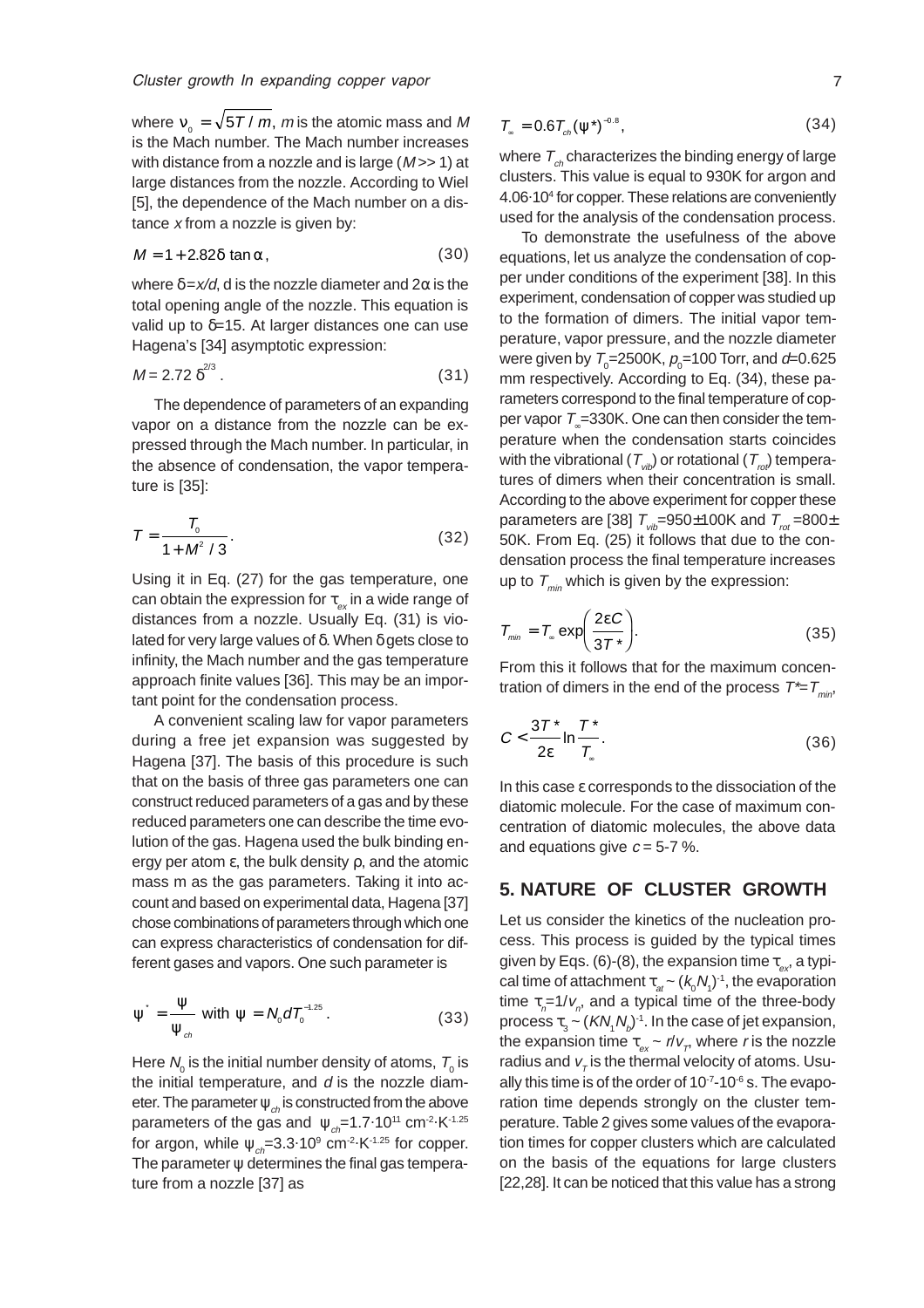where $\nu_0 = \sqrt{5T/m}$, $m$ is the atomic mass and $M$ is the Mach number. The Mach number increases with distance from a nozzle and is large ($M >> 1$) at large distances from the nozzle. According to Wiel [5], the dependence of the Mach number on a distance $x$ from a nozzle is given by:

$$M = 1 + 2.82\delta \tan\alpha, \tag{30}$$

where $\delta = x/d$, d is the nozzle diameter and $2\alpha$ is the total opening angle of the nozzle. This equation is valid up to $\delta$=15. At larger distances one can use Hagena's [34] asymptotic expression:

$$M = 2.72\,\delta^{2/3}. \tag{31}$$

The dependence of parameters of an expanding vapor on a distance from the nozzle can be expressed through the Mach number. In particular, in the absence of condensation, the vapor temperature is [35]:

$$T = \frac{T_0}{1 + M^2/3}. \tag{32}$$

Using it in Eq. (27) for the gas temperature, one can obtain the expression for $\tau_{ex}$ in a wide range of distances from a nozzle. Usually Eq. (31) is violated for very large values of $\delta$. When $\delta$ gets close to infinity, the Mach number and the gas temperature approach finite values [36]. This may be an important point for the condensation process.

A convenient scaling law for vapor parameters during a free jet expansion was suggested by Hagena [37]. The basis of this procedure is such that on the basis of three gas parameters one can construct reduced parameters of a gas and by these reduced parameters one can describe the time evolution of the gas. Hagena used the bulk binding energy per atom $\varepsilon$, the bulk density $\rho$, and the atomic mass m as the gas parameters. Taking it into account and based on experimental data, Hagena [37] chose combinations of parameters through which one can express characteristics of condensation for different gases and vapors. One such parameter is

$$\psi^* = \frac{\psi}{\psi_{ch}} \text{ with } \psi = N_0 d T_0^{-1.25}. \tag{33}$$

Here $N_0$ is the initial number density of atoms, $T_0$ is the initial temperature, and $d$ is the nozzle diameter. The parameter $\psi_{ch}$ is constructed from the above parameters of the gas and $\psi_{ch}$=1.7·10[11] cm$^{-2}$·K$^{-1.25}$ for argon, while $\psi_{ch}$=3.3·10[9] cm$^{-2}$·K$^{-1.25}$ for copper. The parameter $\psi$ determines the final gas temperature from a nozzle [37] as

$$T_\infty = 0.6\,T_{ch}(\psi^*)^{-0.8}, \tag{34}$$

where $T_{ch}$ characterizes the binding energy of large clusters. This value is equal to 930K for argon and 4.06·10$^4$ for copper. These relations are conveniently used for the analysis of the condensation process.

To demonstrate the usefulness of the above equations, let us analyze the condensation of copper under conditions of the experiment [38]. In this experiment, condensation of copper was studied up to the formation of dimers. The initial vapor temperature, vapor pressure, and the nozzle diameter were given by $T_0$=2500K, $p_0$=100 Torr, and $d$=0.625 mm respectively. According to Eq. (34), these parameters correspond to the final temperature of copper vapor $T_\infty$=330K. One can then consider the temperature when the condensation starts coincides with the vibrational ($T_{vib}$) or rotational ($T_{rot}$) temperatures of dimers when their concentration is small. According to the above experiment for copper these parameters are [38] $T_{vib}$=950±100K and $T_{rot}$=800±50K. From Eq. (25) it follows that due to the condensation process the final temperature increases up to $T_{min}$ which is given by the expression:

$$T_{min} = T_\infty \exp\left(\frac{2\varepsilon C}{3T^*}\right). \tag{35}$$

From this it follows that for the maximum concentration of dimers in the end of the process $T^*$=$T_{min}$,

$$C < \frac{3T^*}{2\varepsilon} \ln\frac{T^*}{T_\infty}. \tag{36}$$

In this case $\varepsilon$ corresponds to the dissociation of the diatomic molecule. For the case of maximum concentration of diatomic molecules, the above data and equations give $c$ = 5-7 %.

## 5. NATURE OF CLUSTER GROWTH

Let us consider the kinetics of the nucleation process. This process is guided by the typical times given by Eqs. (6)-(8), the expansion time $\tau_{ex}$, a typical time of attachment $\tau_{at} \sim (k_0 N_1)^{-1}$, the evaporation time $\tau_n = 1/\nu_n$, and a typical time of the three-body process $\tau_3 \sim (K N_1 N_b)^{-1}$. In the case of jet expansion, the expansion time $\tau_{ex} \sim r/v_T$, where $r$ is the nozzle radius and $v_T$ is the thermal velocity of atoms. Usually this time is of the order of $10^{-7}$-$10^{-6}$ s. The evaporation time depends strongly on the cluster temperature. Table 2 gives some values of the evaporation times for copper clusters which are calculated on the basis of the equations for large clusters [22,28]. It can be noticed that this value has a strong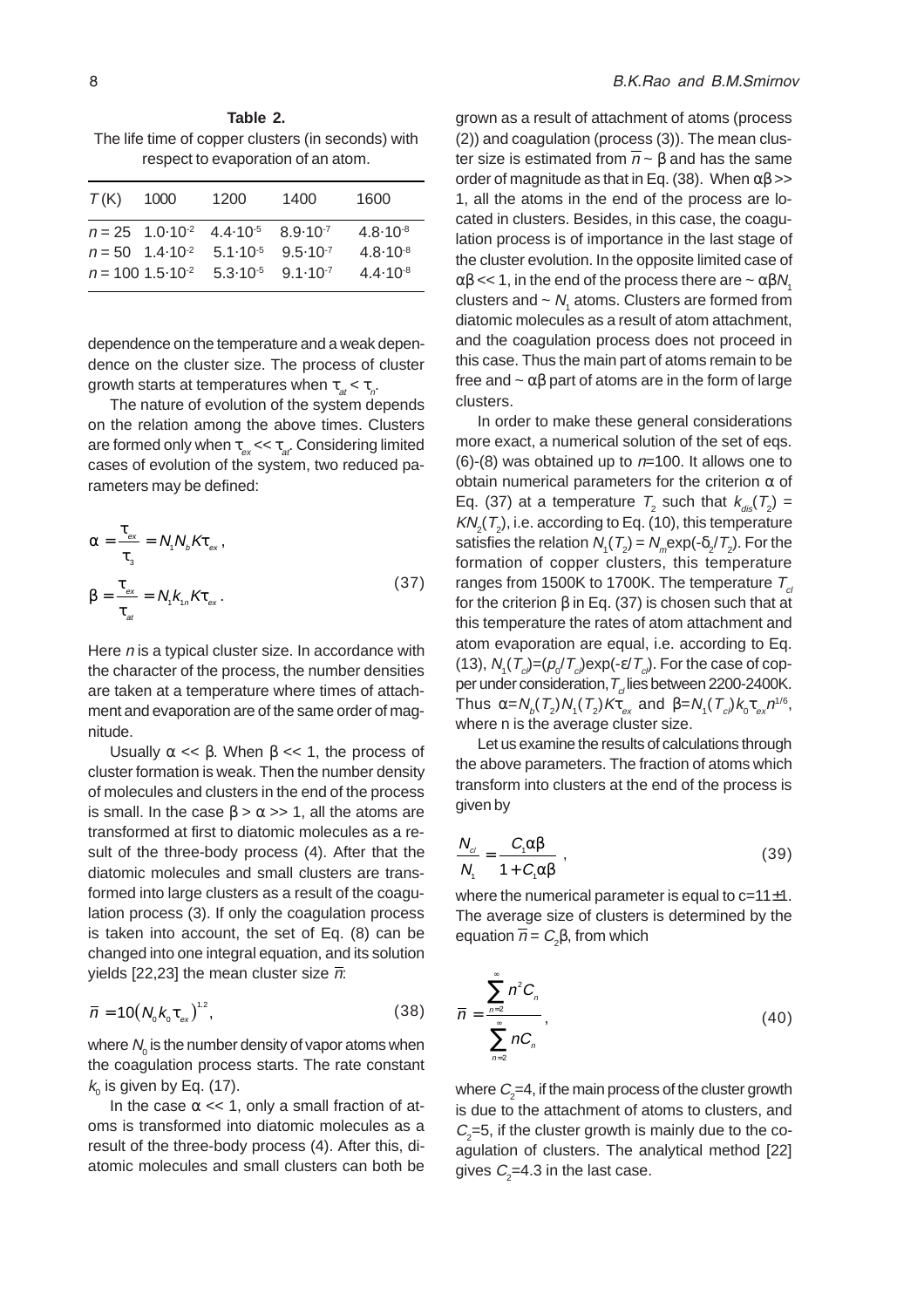**Table 2.**
The life time of copper clusters (in seconds) with respect to evaporation of an atom.

| $T$ (K) | 1000 | 1200 | 1400 | 1600 |
|---|---|---|---|---|
| $n = 25$ | $1.0\cdot10^{-2}$ | $4.4\cdot10^{-5}$ | $8.9\cdot10^{-7}$ | $4.8\cdot10^{-8}$ |
| $n = 50$ | $1.4\cdot10^{-2}$ | $5.1\cdot10^{-5}$ | $9.5\cdot10^{-7}$ | $4.8\cdot10^{-8}$ |
| $n = 100$ | $1.5\cdot10^{-2}$ | $5.3\cdot10^{-5}$ | $9.1\cdot10^{-7}$ | $4.4\cdot10^{-8}$ |

dependence on the temperature and a weak dependence on the cluster size. The process of cluster growth starts at temperatures when $\tau_{at} < \tau_n$.

The nature of evolution of the system depends on the relation among the above times. Clusters are formed only when $\tau_{ex} << \tau_{at}$. Considering limited cases of evolution of the system, two reduced parameters may be defined:

$$\alpha = \frac{\tau_{ex}}{\tau_3} = N_1 N_b K \tau_{ex}\,,$$
$$\beta = \frac{\tau_{ex}}{\tau_{at}} = N_1 k_{1n} K \tau_{ex}\,. \tag{37}$$

Here $n$ is a typical cluster size. In accordance with the character of the process, the number densities are taken at a temperature where times of attachment and evaporation are of the same order of magnitude.

Usually $\alpha << \beta$. When $\beta << 1$, the process of cluster formation is weak. Then the number density of molecules and clusters in the end of the process is small. In the case $\beta > \alpha >> 1$, all the atoms are transformed at first to diatomic molecules as a result of the three-body process (4). After that the diatomic molecules and small clusters are transformed into large clusters as a result of the coagulation process (3). If only the coagulation process is taken into account, the set of Eq. (8) can be changed into one integral equation, and its solution yields [22,23] the mean cluster size $\bar{n}$:

$$\bar{n} = 10\left(N_0 k_0 \tau_{ex}\right)^{1.2}, \tag{38}$$

where $N_0$ is the number density of vapor atoms when the coagulation process starts. The rate constant $k_0$ is given by Eq. (17).

In the case $\alpha << 1$, only a small fraction of atoms is transformed into diatomic molecules as a result of the three-body process (4). After this, diatomic molecules and small clusters can both be grown as a result of attachment of atoms (process (2)) and coagulation (process (3)). The mean cluster size is estimated from $\bar{n} \sim \beta$ and has the same order of magnitude as that in Eq. (38). When $\alpha\beta >> 1$, all the atoms in the end of the process are located in clusters. Besides, in this case, the coagulation process is of importance in the last stage of the cluster evolution. In the opposite limited case of $\alpha\beta << 1$, in the end of the process there are $\sim \alpha\beta N_1$ clusters and $\sim N_1$ atoms. Clusters are formed from diatomic molecules as a result of atom attachment, and the coagulation process does not proceed in this case. Thus the main part of atoms remain to be free and $\sim \alpha\beta$ part of atoms are in the form of large clusters.

In order to make these general considerations more exact, a numerical solution of the set of eqs. (6)-(8) was obtained up to $n$=100. It allows one to obtain numerical parameters for the criterion $\alpha$ of Eq. (37) at a temperature $T_2$ such that $k_{dis}(T_2) = KN_2(T_2)$, i.e. according to Eq. (10), this temperature satisfies the relation $N_1(T_2) = N_m\exp(-\delta_2/T_2)$. For the formation of copper clusters, this temperature ranges from 1500K to 1700K. The temperature $T_{cl}$ for the criterion $\beta$ in Eq. (37) is chosen such that at this temperature the rates of atom attachment and atom evaporation are equal, i.e. according to Eq. (13), $N_1(T_{cl})=(p_0/T_{cl})\exp(-\varepsilon/T_{cl})$. For the case of copper under consideration, $T_{cl}$ lies between 2200-2400K. Thus $\alpha=N_b(T_2)N_1(T_2)K\tau_{ex}$ and $\beta=N_1(T_{cl})k_0\tau_{ex}n^{1/6}$, where n is the average cluster size.

Let us examine the results of calculations through the above parameters. The fraction of atoms which transform into clusters at the end of the process is given by

$$\frac{N_{cl}}{N_1} = \frac{C_1\alpha\beta}{1 + C_1\alpha\beta}\,, \tag{39}$$

where the numerical parameter is equal to c=11±1. The average size of clusters is determined by the equation $\bar{n} = C_2\beta$, from which

$$\bar{n} = \frac{\sum_{n=2}^{\infty} n^2 C_n}{\sum_{n=2}^{\infty} n C_n}\,, \tag{40}$$

where $C_2$=4, if the main process of the cluster growth is due to the attachment of atoms to clusters, and $C_2$=5, if the cluster growth is mainly due to the coagulation of clusters. The analytical method [22] gives $C_2$=4.3 in the last case.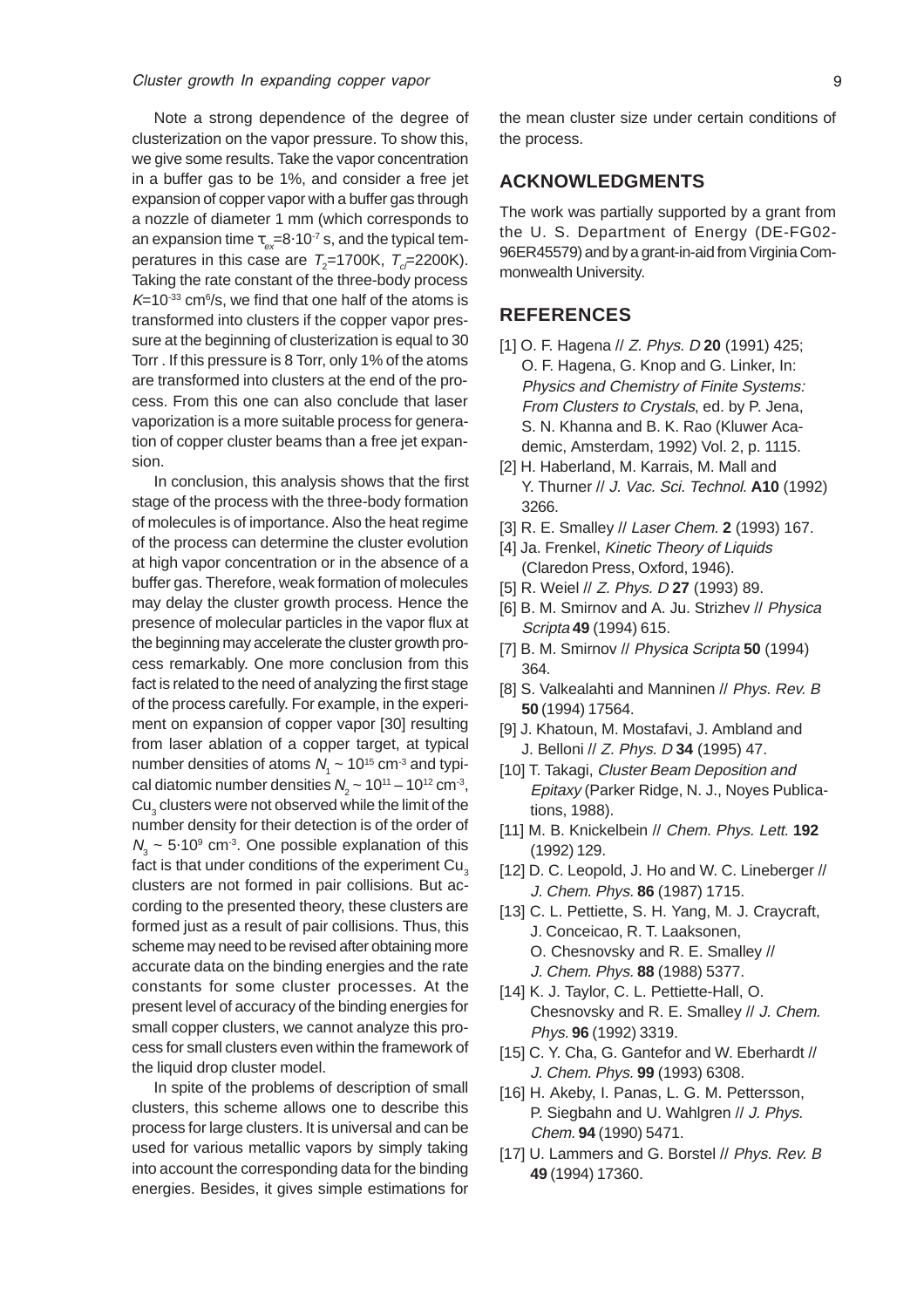Note a strong dependence of the degree of clusterization on the vapor pressure. To show this, we give some results. Take the vapor concentration in a buffer gas to be 1%, and consider a free jet expansion of copper vapor with a buffer gas through a nozzle of diameter 1 mm (which corresponds to an expansion time $\tau_{ex}=8\cdot10^{-7}$ s, and the typical temperatures in this case are $T_2$=1700K, $T_{cl}$=2200K). Taking the rate constant of the three-body process $K=10^{-33}$ cm$^6$/s, we find that one half of the atoms is transformed into clusters if the copper vapor pressure at the beginning of clusterization is equal to 30 Torr . If this pressure is 8 Torr, only 1% of the atoms are transformed into clusters at the end of the process. From this one can also conclude that laser vaporization is a more suitable process for generation of copper cluster beams than a free jet expansion.

In conclusion, this analysis shows that the first stage of the process with the three-body formation of molecules is of importance. Also the heat regime of the process can determine the cluster evolution at high vapor concentration or in the absence of a buffer gas. Therefore, weak formation of molecules may delay the cluster growth process. Hence the presence of molecular particles in the vapor flux at the beginning may accelerate the cluster growth process remarkably. One more conclusion from this fact is related to the need of analyzing the first stage of the process carefully. For example, in the experiment on expansion of copper vapor [30] resulting from laser ablation of a copper target, at typical number densities of atoms $N_1 \sim 10^{15}$ cm$^{-3}$ and typical diatomic number densities $N_2 \sim 10^{11} - 10^{12}$ cm$^{-3}$, $Cu_3$ clusters were not observed while the limit of the number density for their detection is of the order of $N_3 \sim 5\cdot10^9$ cm$^{-3}$. One possible explanation of this fact is that under conditions of the experiment $Cu_3$ clusters are not formed in pair collisions. But according to the presented theory, these clusters are formed just as a result of pair collisions. Thus, this scheme may need to be revised after obtaining more accurate data on the binding energies and the rate constants for some cluster processes. At the present level of accuracy of the binding energies for small copper clusters, we cannot analyze this process for small clusters even within the framework of the liquid drop cluster model.

In spite of the problems of description of small clusters, this scheme allows one to describe this process for large clusters. It is universal and can be used for various metallic vapors by simply taking into account the corresponding data for the binding energies. Besides, it gives simple estimations for the mean cluster size under certain conditions of the process.

## ACKNOWLEDGMENTS

The work was partially supported by a grant from the U. S. Department of Energy (DE-FG02-96ER45579) and by a grant-in-aid from Virginia Commonwealth University.

## REFERENCES

[1] O. F. Hagena // *Z. Phys. D* **20** (1991) 425; O. F. Hagena, G. Knop and G. Linker, In: *Physics and Chemistry of Finite Systems: From Clusters to Crystals*, ed. by P. Jena, S. N. Khanna and B. K. Rao (Kluwer Academic, Amsterdam, 1992) Vol. 2, p. 1115.

[2] H. Haberland, M. Karrais, M. Mall and Y. Thurner // *J. Vac. Sci. Technol.* **A10** (1992) 3266.

[3] R. E. Smalley // *Laser Chem.* **2** (1993) 167.

[4] Ja. Frenkel, *Kinetic Theory of Liquids* (Claredon Press, Oxford, 1946).

[5] R. Weiel // *Z. Phys. D* **27** (1993) 89.

[6] B. M. Smirnov and A. Ju. Strizhev // *Physica Scripta* **49** (1994) 615.

[7] B. M. Smirnov // *Physica Scripta* **50** (1994) 364.

[8] S. Valkealahti and Manninen // *Phys. Rev. B* **50** (1994) 17564.

[9] J. Khatoun, M. Mostafavi, J. Ambland and J. Belloni // *Z. Phys. D* **34** (1995) 47.

[10] T. Takagi, *Cluster Beam Deposition and Epitaxy* (Parker Ridge, N. J., Noyes Publications, 1988).

[11] M. B. Knickelbein // *Chem. Phys. Lett.* **192** (1992) 129.

[12] D. C. Leopold, J. Ho and W. C. Lineberger // *J. Chem. Phys.* **86** (1987) 1715.

[13] C. L. Pettiette, S. H. Yang, M. J. Craycraft, J. Conceicao, R. T. Laaksonen, O. Chesnovsky and R. E. Smalley // *J. Chem. Phys.* **88** (1988) 5377.

[14] K. J. Taylor, C. L. Pettiette-Hall, O. Chesnovsky and R. E. Smalley // *J. Chem. Phys.* **96** (1992) 3319.

[15] C. Y. Cha, G. Gantefor and W. Eberhardt // *J. Chem. Phys.* **99** (1993) 6308.

[16] H. Akeby, I. Panas, L. G. M. Pettersson, P. Siegbahn and U. Wahlgren // *J. Phys. Chem.* **94** (1990) 5471.

[17] U. Lammers and G. Borstel // *Phys. Rev. B* **49** (1994) 17360.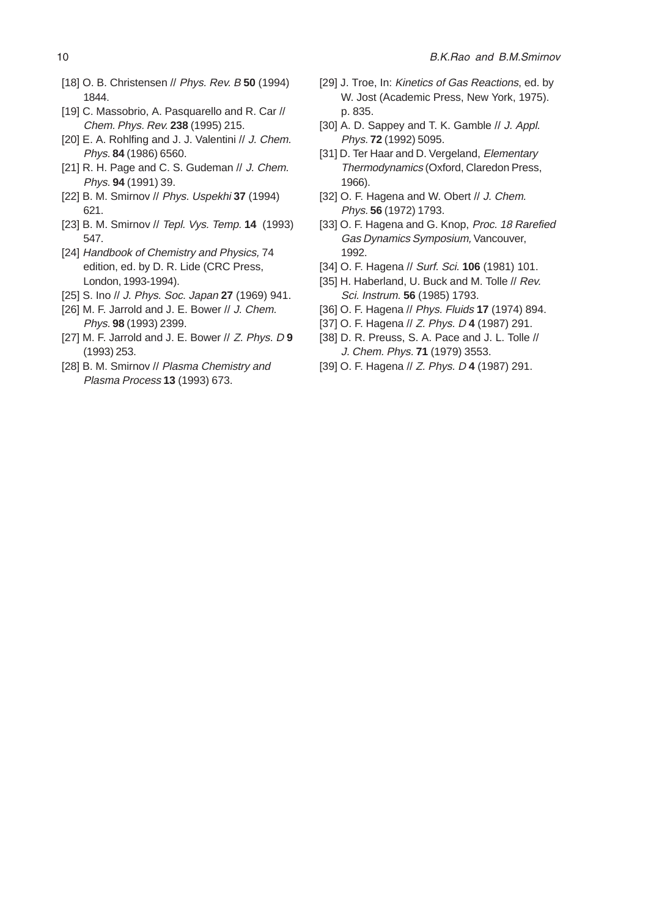[18] O. B. Christensen // *Phys. Rev. B* **50** (1994) 1844.

[19] C. Massobrio, A. Pasquarello and R. Car // *Chem. Phys. Rev.* **238** (1995) 215.

[20] E. A. Rohlfing and J. J. Valentini // *J. Chem. Phys.* **84** (1986) 6560.

[21] R. H. Page and C. S. Gudeman // *J. Chem. Phys.* **94** (1991) 39.

[22] B. M. Smirnov // *Phys. Uspekhi* **37** (1994) 621.

[23] B. M. Smirnov // *Tepl. Vys. Temp.* **14** (1993) 547.

[24] *Handbook of Chemistry and Physics,* 74 edition, ed. by D. R. Lide (CRC Press, London, 1993-1994).

[25] S. Ino // *J. Phys. Soc. Japan* **27** (1969) 941.

[26] M. F. Jarrold and J. E. Bower // *J. Chem. Phys.* **98** (1993) 2399.

[27] M. F. Jarrold and J. E. Bower // *Z. Phys. D* **9** (1993) 253.

[28] B. M. Smirnov // *Plasma Chemistry and Plasma Process* **13** (1993) 673.

[29] J. Troe, In: *Kinetics of Gas Reactions*, ed. by W. Jost (Academic Press, New York, 1975). p. 835.

[30] A. D. Sappey and T. K. Gamble // *J. Appl. Phys.* **72** (1992) 5095.

[31] D. Ter Haar and D. Vergeland, *Elementary Thermodynamics* (Oxford, Claredon Press, 1966).

[32] O. F. Hagena and W. Obert // *J. Chem. Phys.* **56** (1972) 1793.

[33] O. F. Hagena and G. Knop, *Proc. 18 Rarefied Gas Dynamics Symposium,* Vancouver, 1992.

[34] O. F. Hagena // *Surf. Sci.* **106** (1981) 101.

[35] H. Haberland, U. Buck and M. Tolle // *Rev. Sci. Instrum.* **56** (1985) 1793.

[36] O. F. Hagena // *Phys. Fluids* **17** (1974) 894.

[37] O. F. Hagena // *Z. Phys. D* **4** (1987) 291.

[38] D. R. Preuss, S. A. Pace and J. L. Tolle // *J. Chem. Phys.* **71** (1979) 3553.

[39] O. F. Hagena // *Z. Phys. D* **4** (1987) 291.